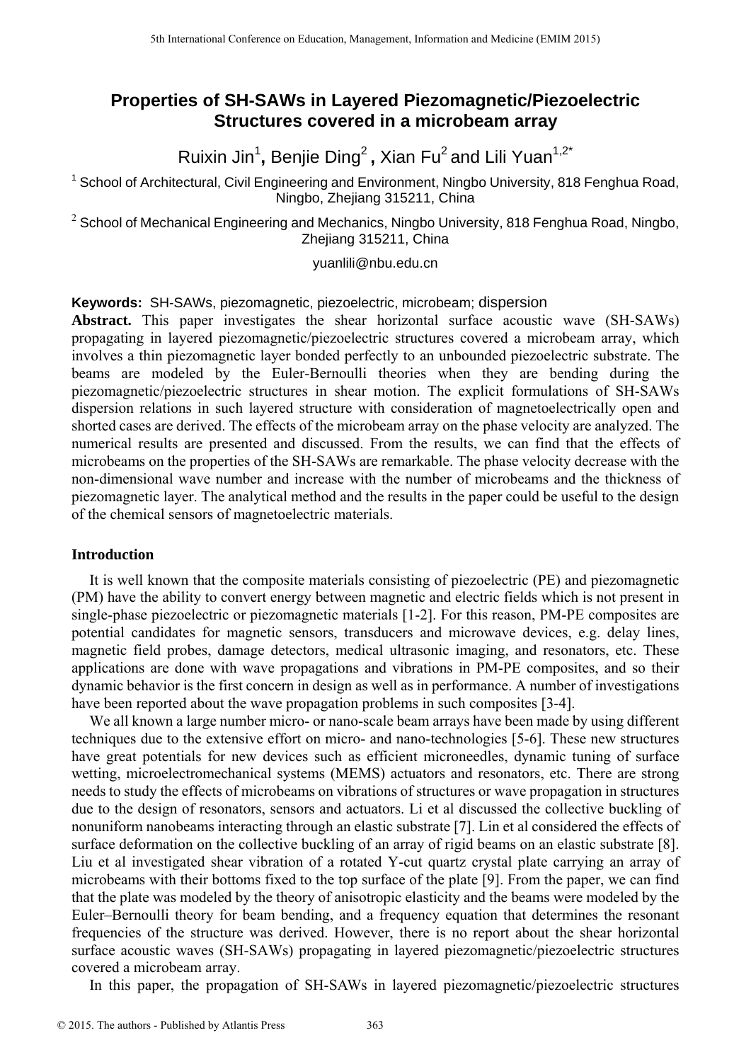# Properties of SH-SAWs in Layered Piezomagnetic/Piezoelectric Structures covered in a microbeam array

Ruixin Jin[1], Benjie Ding[2], Xian Fu[2] and Lili Yuan[1,2*]

[1] School of Architectural, Civil Engineering and Environment, Ningbo University, 818 Fenghua Road, Ningbo, Zhejiang 315211, China

[2] School of Mechanical Engineering and Mechanics, Ningbo University, 818 Fenghua Road, Ningbo, Zhejiang 315211, China

yuanlili@nbu.edu.cn

**Keywords:** SH-SAWs, piezomagnetic, piezoelectric, microbeam; dispersion

**Abstract.** This paper investigates the shear horizontal surface acoustic wave (SH-SAWs) propagating in layered piezomagnetic/piezoelectric structures covered a microbeam array, which involves a thin piezomagnetic layer bonded perfectly to an unbounded piezoelectric substrate. The beams are modeled by the Euler-Bernoulli theories when they are bending during the piezomagnetic/piezoelectric structures in shear motion. The explicit formulations of SH-SAWs dispersion relations in such layered structure with consideration of magnetoelectrically open and shorted cases are derived. The effects of the microbeam array on the phase velocity are analyzed. The numerical results are presented and discussed. From the results, we can find that the effects of microbeams on the properties of the SH-SAWs are remarkable. The phase velocity decrease with the non-dimensional wave number and increase with the number of microbeams and the thickness of piezomagnetic layer. The analytical method and the results in the paper could be useful to the design of the chemical sensors of magnetoelectric materials.

## Introduction

It is well known that the composite materials consisting of piezoelectric (PE) and piezomagnetic (PM) have the ability to convert energy between magnetic and electric fields which is not present in single-phase piezoelectric or piezomagnetic materials [1-2]. For this reason, PM-PE composites are potential candidates for magnetic sensors, transducers and microwave devices, e.g. delay lines, magnetic field probes, damage detectors, medical ultrasonic imaging, and resonators, etc. These applications are done with wave propagations and vibrations in PM-PE composites, and so their dynamic behavior is the first concern in design as well as in performance. A number of investigations have been reported about the wave propagation problems in such composites [3-4].

We all known a large number micro- or nano-scale beam arrays have been made by using different techniques due to the extensive effort on micro- and nano-technologies [5-6]. These new structures have great potentials for new devices such as efficient microneedles, dynamic tuning of surface wetting, microelectromechanical systems (MEMS) actuators and resonators, etc. There are strong needs to study the effects of microbeams on vibrations of structures or wave propagation in structures due to the design of resonators, sensors and actuators. Li et al discussed the collective buckling of nonuniform nanobeams interacting through an elastic substrate [7]. Lin et al considered the effects of surface deformation on the collective buckling of an array of rigid beams on an elastic substrate [8]. Liu et al investigated shear vibration of a rotated Y-cut quartz crystal plate carrying an array of microbeams with their bottoms fixed to the top surface of the plate [9]. From the paper, we can find that the plate was modeled by the theory of anisotropic elasticity and the beams were modeled by the Euler–Bernoulli theory for beam bending, and a frequency equation that determines the resonant frequencies of the structure was derived. However, there is no report about the shear horizontal surface acoustic waves (SH-SAWs) propagating in layered piezomagnetic/piezoelectric structures covered a microbeam array.

In this paper, the propagation of SH-SAWs in layered piezomagnetic/piezoelectric structures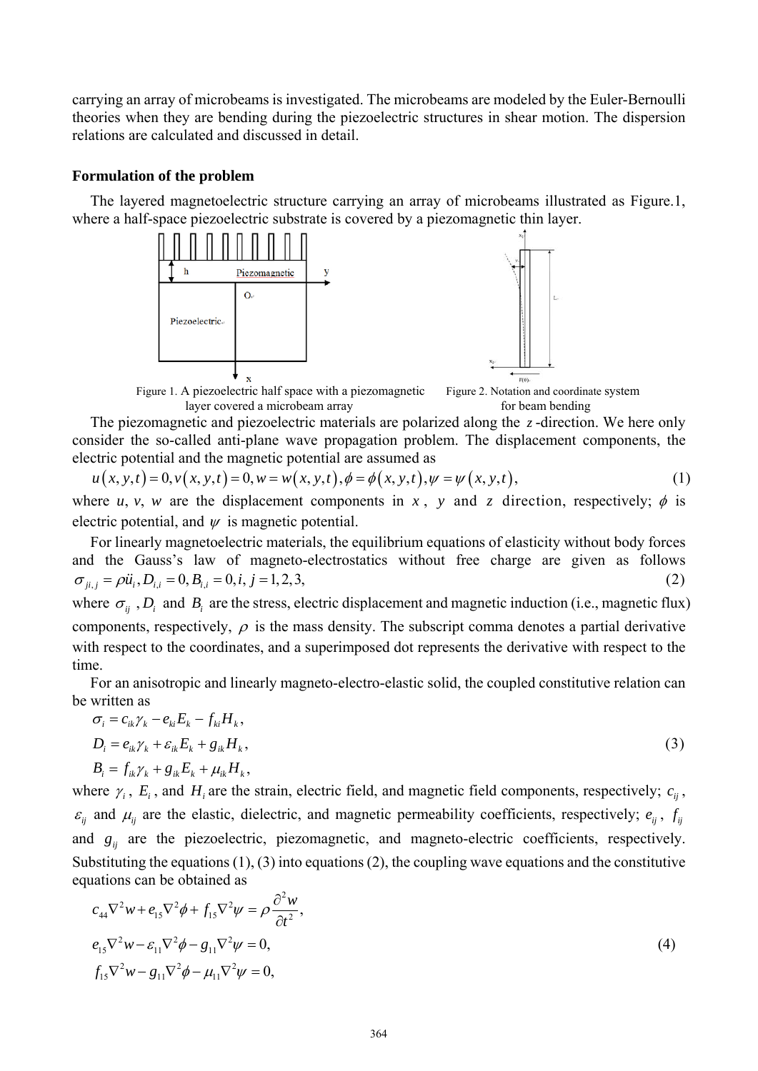carrying an array of microbeams is investigated. The microbeams are modeled by the Euler-Bernoulli theories when they are bending during the piezoelectric structures in shear motion. The dispersion relations are calculated and discussed in detail.

**Formulation of the problem**

The layered magnetoelectric structure carrying an array of microbeams illustrated as Figure.1, where a half-space piezoelectric substrate is covered by a piezomagnetic thin layer.

Figure 1. A piezoelectric half space with a piezomagnetic layer covered a microbeam array

Figure 2. Notation and coordinate system for beam bending

The piezomagnetic and piezoelectric materials are polarized along the $z$-direction. We here only consider the so-called anti-plane wave propagation problem. The displacement components, the electric potential and the magnetic potential are assumed as

$$u(x,y,t)=0, v(x,y,t)=0, w=w(x,y,t), \phi=\phi(x,y,t), \psi=\psi(x,y,t), \tag{1}$$

where $u$, $v$, $w$ are the displacement components in $x$, $y$ and $z$ direction, respectively; $\phi$ is electric potential, and $\psi$ is magnetic potential.

For linearly magnetoelectric materials, the equilibrium equations of elasticity without body forces and the Gauss's law of magneto-electrostatics without free charge are given as follows

$$\sigma_{ji,j}=\rho\ddot{u}_i, D_{i,i}=0, B_{i,i}=0, i,j=1,2,3, \tag{2}$$

where $\sigma_{ij}$, $D_i$ and $B_i$ are the stress, electric displacement and magnetic induction (i.e., magnetic flux) components, respectively, $\rho$ is the mass density. The subscript comma denotes a partial derivative with respect to the coordinates, and a superimposed dot represents the derivative with respect to the time.

For an anisotropic and linearly magneto-electro-elastic solid, the coupled constitutive relation can be written as

$$\begin{aligned}
\sigma_i &= c_{ik}\gamma_k - e_{ki}E_k - f_{ki}H_k, \\
D_i &= e_{ik}\gamma_k + \varepsilon_{ik}E_k + g_{ik}H_k, \\
B_i &= f_{ik}\gamma_k + g_{ik}E_k + \mu_{ik}H_k,
\end{aligned} \tag{3}$$

where $\gamma_i$, $E_i$, and $H_i$ are the strain, electric field, and magnetic field components, respectively; $c_{ij}$, $\varepsilon_{ij}$ and $\mu_{ij}$ are the elastic, dielectric, and magnetic permeability coefficients, respectively; $e_{ij}$, $f_{ij}$ and $g_{ij}$ are the piezoelectric, piezomagnetic, and magneto-electric coefficients, respectively. Substituting the equations (1), (3) into equations (2), the coupling wave equations and the constitutive equations can be obtained as

$$\begin{aligned}
&c_{44}\nabla^2 w + e_{15}\nabla^2\phi + f_{15}\nabla^2\psi = \rho\frac{\partial^2 w}{\partial t^2}, \\
&e_{15}\nabla^2 w - \varepsilon_{11}\nabla^2\phi - g_{11}\nabla^2\psi = 0, \\
&f_{15}\nabla^2 w - g_{11}\nabla^2\phi - \mu_{11}\nabla^2\psi = 0,
\end{aligned} \tag{4}$$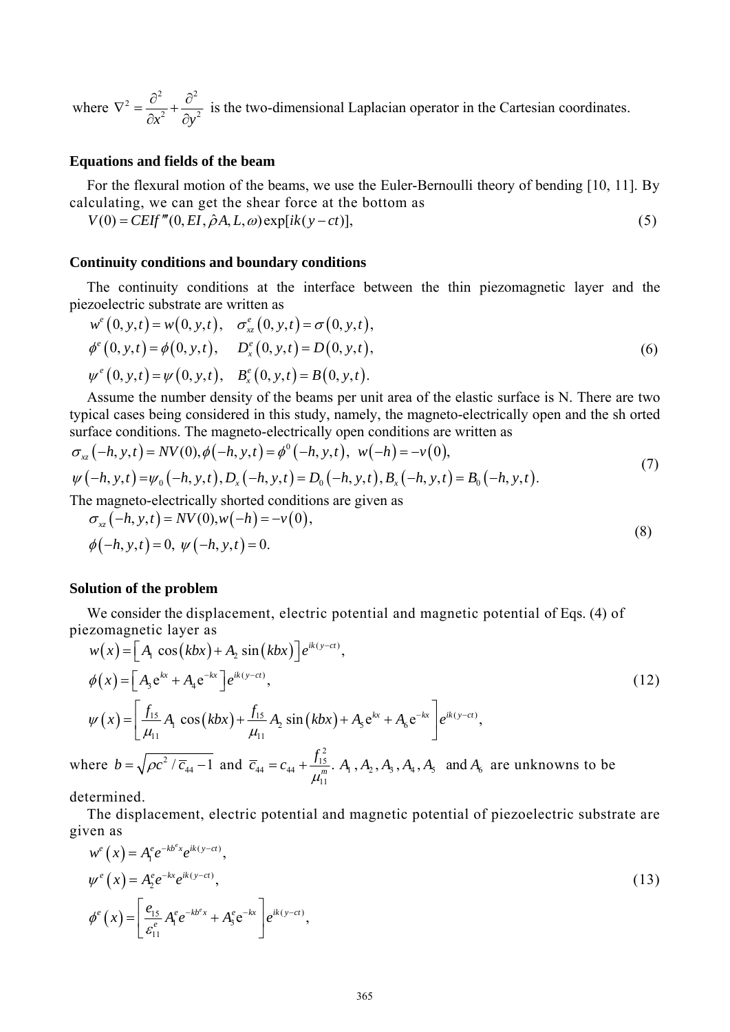where $\nabla^2 = \frac{\partial^2}{\partial x^2} + \frac{\partial^2}{\partial y^2}$ is the two-dimensional Laplacian operator in the Cartesian coordinates.

### Equations and fields of the beam

For the flexural motion of the beams, we use the Euler-Bernoulli theory of bending [10, 11]. By calculating, we can get the shear force at the bottom as

$$V(0) = CEIf'''(0, EI, \hat{\rho}A, L, \omega)\exp[ik(y-ct)], \tag{5}$$

### Continuity conditions and boundary conditions

The continuity conditions at the interface between the thin piezomagnetic layer and the piezoelectric substrate are written as

$$\begin{aligned}
&w^e(0,y,t) = w(0,y,t), \quad \sigma_{xz}^e(0,y,t) = \sigma(0,y,t),\\
&\phi^e(0,y,t) = \phi(0,y,t), \quad D_x^e(0,y,t) = D(0,y,t),\\
&\psi^e(0,y,t) = \psi(0,y,t), \quad B_x^e(0,y,t) = B(0,y,t).
\end{aligned} \tag{6}$$

Assume the number density of the beams per unit area of the elastic surface is N. There are two typical cases being considered in this study, namely, the magneto-electrically open and the sh orted surface conditions. The magneto-electrically open conditions are written as

$$\begin{aligned}
&\sigma_{xz}(-h,y,t) = NV(0), \phi(-h,y,t) = \phi^0(-h,y,t), \ \ w(-h) = -v(0),\\
&\psi(-h,y,t) = \psi_0(-h,y,t), D_x(-h,y,t) = D_0(-h,y,t), B_x(-h,y,t) = B_0(-h,y,t).
\end{aligned} \tag{7}$$

The magneto-electrically shorted conditions are given as

$$\begin{aligned}
&\sigma_{xz}(-h,y,t) = NV(0), w(-h) = -v(0),\\
&\phi(-h,y,t) = 0, \ \psi(-h,y,t) = 0.
\end{aligned} \tag{8}$$

### Solution of the problem

We consider the displacement, electric potential and magnetic potential of Eqs. (4) of piezomagnetic layer as

$$\begin{aligned}
&w(x) = \left[A_1 \cos(kbx) + A_2 \sin(kbx)\right]e^{ik(y-ct)},\\
&\phi(x) = \left[A_3 \mathrm{e}^{kx} + A_4 \mathrm{e}^{-kx}\right]e^{ik(y-ct)},\\
&\psi(x) = \left[\frac{f_{15}}{\mu_{11}} A_1 \cos(kbx) + \frac{f_{15}}{\mu_{11}} A_2 \sin(kbx) + A_5 \mathrm{e}^{kx} + A_6 \mathrm{e}^{-kx}\right]e^{ik(y-ct)},
\end{aligned} \tag{12}$$

where $b = \sqrt{\rho c^2 / \overline{c}_{44} - 1}$ and $\overline{c}_{44} = c_{44} + \frac{f_{15}^2}{\mu_{11}^m}$. $A_1, A_2, A_3, A_4, A_5$ and $A_6$ are unknowns to be determined.

The displacement, electric potential and magnetic potential of piezoelectric substrate are given as

$$\begin{aligned}
&w^e(x) = A_1^e e^{-kb^e x} e^{ik(y-ct)},\\
&\psi^e(x) = A_2^e e^{-kx} e^{ik(y-ct)},\\
&\phi^e(x) = \left[\frac{e_{15}}{\varepsilon_{11}^e} A_1^e e^{-kb^e x} + A_3^e \mathrm{e}^{-kx}\right]e^{ik(y-ct)},
\end{aligned} \tag{13}$$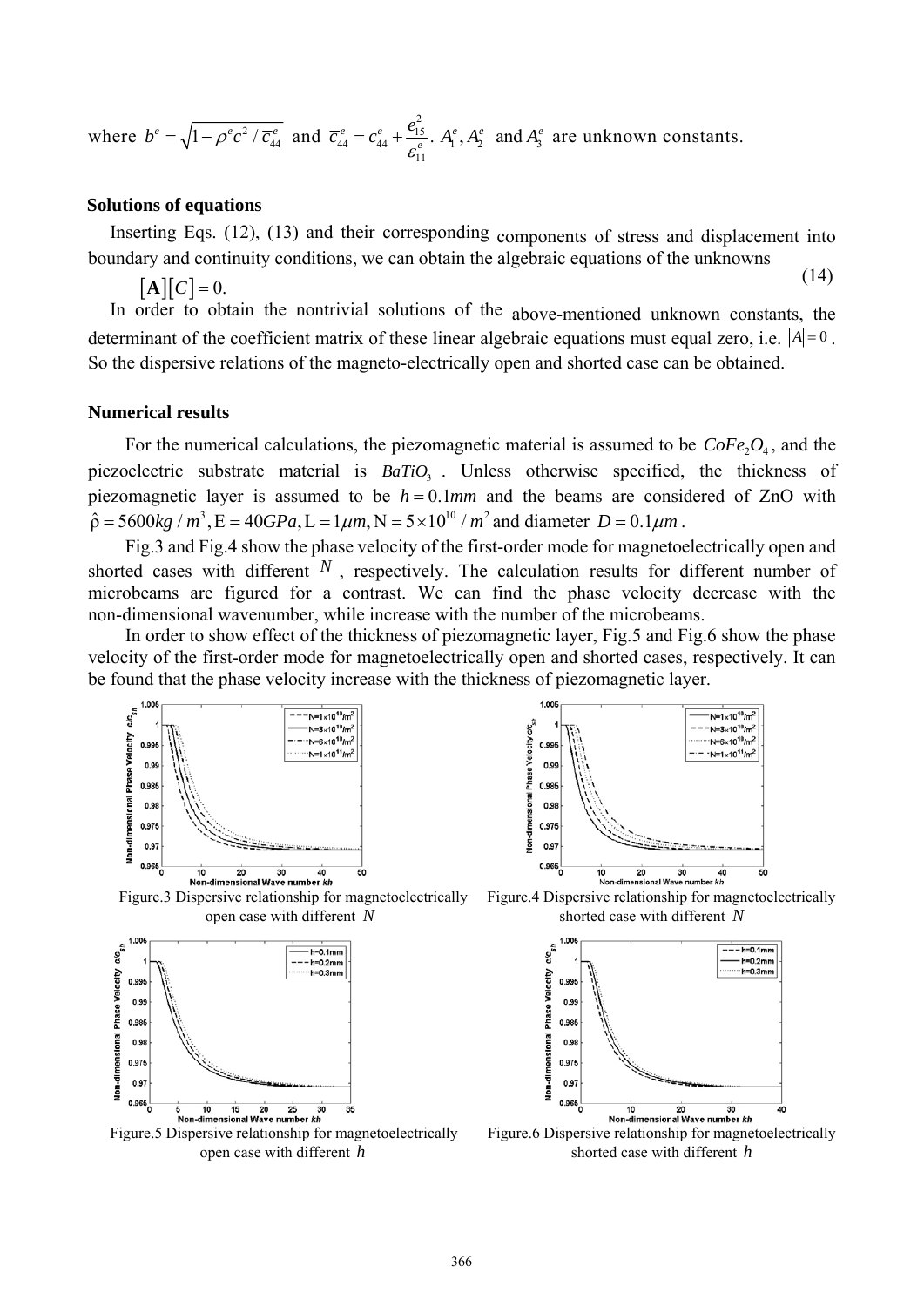where $b^e = \sqrt{1-\rho^e c^2 / \bar{c}_{44}^e}$ and $\bar{c}_{44}^e = c_{44}^e + \frac{e_{15}^2}{\varepsilon_{11}^e}$. $A_1^e, A_2^e$ and $A_3^e$ are unknown constants.

### Solutions of equations

Inserting Eqs. (12), (13) and their corresponding components of stress and displacement into boundary and continuity conditions, we can obtain the algebraic equations of the unknowns

$$[\mathbf{A}][C] = 0. \tag{14}$$

In order to obtain the nontrivial solutions of the above-mentioned unknown constants, the determinant of the coefficient matrix of these linear algebraic equations must equal zero, i.e. $|A| = 0$. So the dispersive relations of the magneto-electrically open and shorted case can be obtained.

### Numerical results

For the numerical calculations, the piezomagnetic material is assumed to be $CoFe_2O_4$, and the piezoelectric substrate material is $BaTiO_3$. Unless otherwise specified, the thickness of piezomagnetic layer is assumed to be $h = 0.1mm$ and the beams are considered of ZnO with $\hat{\rho} = 5600kg/m^3, \mathrm{E} = 40GPa, \mathrm{L} = 1\mu m, \mathrm{N} = 5\times10^{10}/m^2$ and diameter $D = 0.1\mu m$.

Fig.3 and Fig.4 show the phase velocity of the first-order mode for magnetoelectrically open and shorted cases with different $N$, respectively. The calculation results for different number of microbeams are figured for a contrast. We can find the phase velocity decrease with the non-dimensional wavenumber, while increase with the number of the microbeams.

In order to show effect of the thickness of piezomagnetic layer, Fig.5 and Fig.6 show the phase velocity of the first-order mode for magnetoelectrically open and shorted cases, respectively. It can be found that the phase velocity increase with the thickness of piezomagnetic layer.

Figure.3 Dispersive relationship for magnetoelectrically open case with different $N$

Figure.4 Dispersive relationship for magnetoelectrically shorted case with different $N$

Figure.5 Dispersive relationship for magnetoelectrically open case with different $h$

Figure.6 Dispersive relationship for magnetoelectrically shorted case with different $h$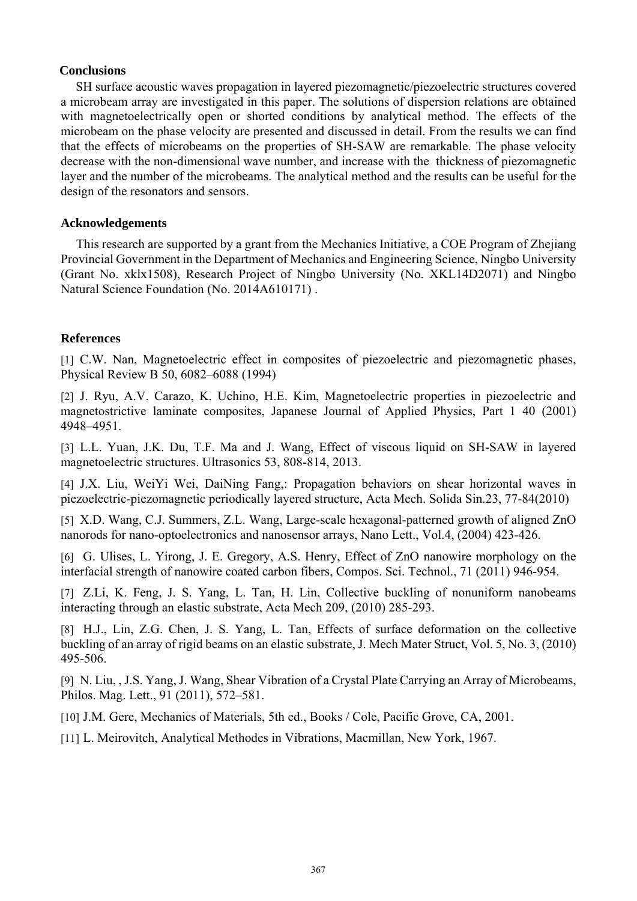## Conclusions

SH surface acoustic waves propagation in layered piezomagnetic/piezoelectric structures covered a microbeam array are investigated in this paper. The solutions of dispersion relations are obtained with magnetoelectrically open or shorted conditions by analytical method. The effects of the microbeam on the phase velocity are presented and discussed in detail. From the results we can find that the effects of microbeams on the properties of SH-SAW are remarkable. The phase velocity decrease with the non-dimensional wave number, and increase with the thickness of piezomagnetic layer and the number of the microbeams. The analytical method and the results can be useful for the design of the resonators and sensors.

## Acknowledgements

This research are supported by a grant from the Mechanics Initiative, a COE Program of Zhejiang Provincial Government in the Department of Mechanics and Engineering Science, Ningbo University (Grant No. xklx1508), Research Project of Ningbo University (No. XKL14D2071) and Ningbo Natural Science Foundation (No. 2014A610171) .

## References

[1] C.W. Nan, Magnetoelectric effect in composites of piezoelectric and piezomagnetic phases, Physical Review B 50, 6082–6088 (1994)

[2] J. Ryu, A.V. Carazo, K. Uchino, H.E. Kim, Magnetoelectric properties in piezoelectric and magnetostrictive laminate composites, Japanese Journal of Applied Physics, Part 1 40 (2001) 4948–4951.

[3] L.L. Yuan, J.K. Du, T.F. Ma and J. Wang, Effect of viscous liquid on SH-SAW in layered magnetoelectric structures. Ultrasonics 53, 808-814, 2013.

[4] J.X. Liu, WeiYi Wei, DaiNing Fang,: Propagation behaviors on shear horizontal waves in piezoelectric-piezomagnetic periodically layered structure, Acta Mech. Solida Sin.23, 77-84(2010)

[5] X.D. Wang, C.J. Summers, Z.L. Wang, Large-scale hexagonal-patterned growth of aligned ZnO nanorods for nano-optoelectronics and nanosensor arrays, Nano Lett., Vol.4, (2004) 423-426.

[6] G. Ulises, L. Yirong, J. E. Gregory, A.S. Henry, Effect of ZnO nanowire morphology on the interfacial strength of nanowire coated carbon fibers, Compos. Sci. Technol., 71 (2011) 946-954.

[7] Z.Li, K. Feng, J. S. Yang, L. Tan, H. Lin, Collective buckling of nonuniform nanobeams interacting through an elastic substrate, Acta Mech 209, (2010) 285-293.

[8] H.J., Lin, Z.G. Chen, J. S. Yang, L. Tan, Effects of surface deformation on the collective buckling of an array of rigid beams on an elastic substrate, J. Mech Mater Struct, Vol. 5, No. 3, (2010) 495-506.

[9] N. Liu, , J.S. Yang, J. Wang, Shear Vibration of a Crystal Plate Carrying an Array of Microbeams, Philos. Mag. Lett., 91 (2011), 572–581.

[10] J.M. Gere, Mechanics of Materials, 5th ed., Books / Cole, Pacific Grove, CA, 2001.

[11] L. Meirovitch, Analytical Methodes in Vibrations, Macmillan, New York, 1967.